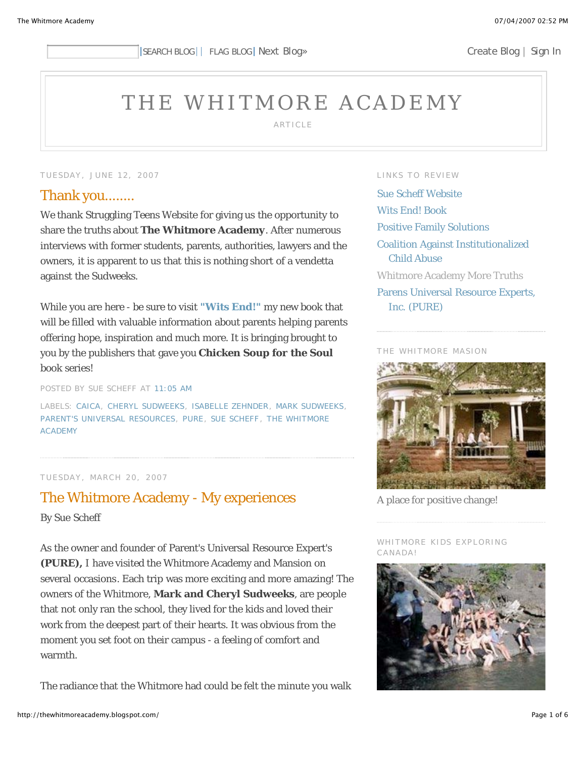|SEARCH BLOG| | FLAG BLOG| Next Blog» Create Blog | Sign In

# THE WHITMORE ACADEMY

ARTICLE

TUESDAY, JUNE 12, 2007

## Thank you........

We thank Struggling Teens Website for giving us the opportunity to share the truths about **The Whitmore Academy**. After numerous interviews with former students, parents, authorities, lawyers and the owners, it is apparent to us that this is nothing short of a vendetta against the Sudweeks.

While you are here - be sure to visit **"Wits End!"** my new book that will be filled with valuable information about parents helping parents offering hope, inspiration and much more. It is bringing brought to you by the publishers that gave you **Chicken Soup for the Soul** book series!

POSTED BY SUE SCHEFF AT 11:05 AM

LABELS: CAICA, CHERYL SUDWEEKS, ISABELLE ZEHNDER, MARK SUDWEEKS, PARENT'S UNIVERSAL RESOURCES, PURE, SUE SCHEFF, THE WHITMORE ACADEMY

TUESDAY, MARCH 20, 2007

## The Whitmore Academy - My experiences

By Sue Scheff

As the owner and founder of Parent's Universal Resource Expert's **(PURE),** I have visited the Whitmore Academy and Mansion on several occasions. Each trip was more exciting and more amazing! The owners of the Whitmore, **Mark and Cheryl Sudweeks**, are people that not only ran the school, they lived for the kids and loved their work from the deepest part of their hearts. It was obvious from the moment you set foot on their campus - a feeling of comfort and warmth.

The radiance that the Whitmore had could be felt the minute you walk

LINKS TO REVIEW

- Sue Scheff Website
- Wits End! Book
- Positive Family Solutions
- Coalition Against Institutionalized Child Abuse
- Whitmore Academy More Truths
- Parens Universal Resource Experts, Inc. (PURE)

THE WHITMORE MASION

A place for positive change!

WHITMORE KIDS EXPLORING CANADA!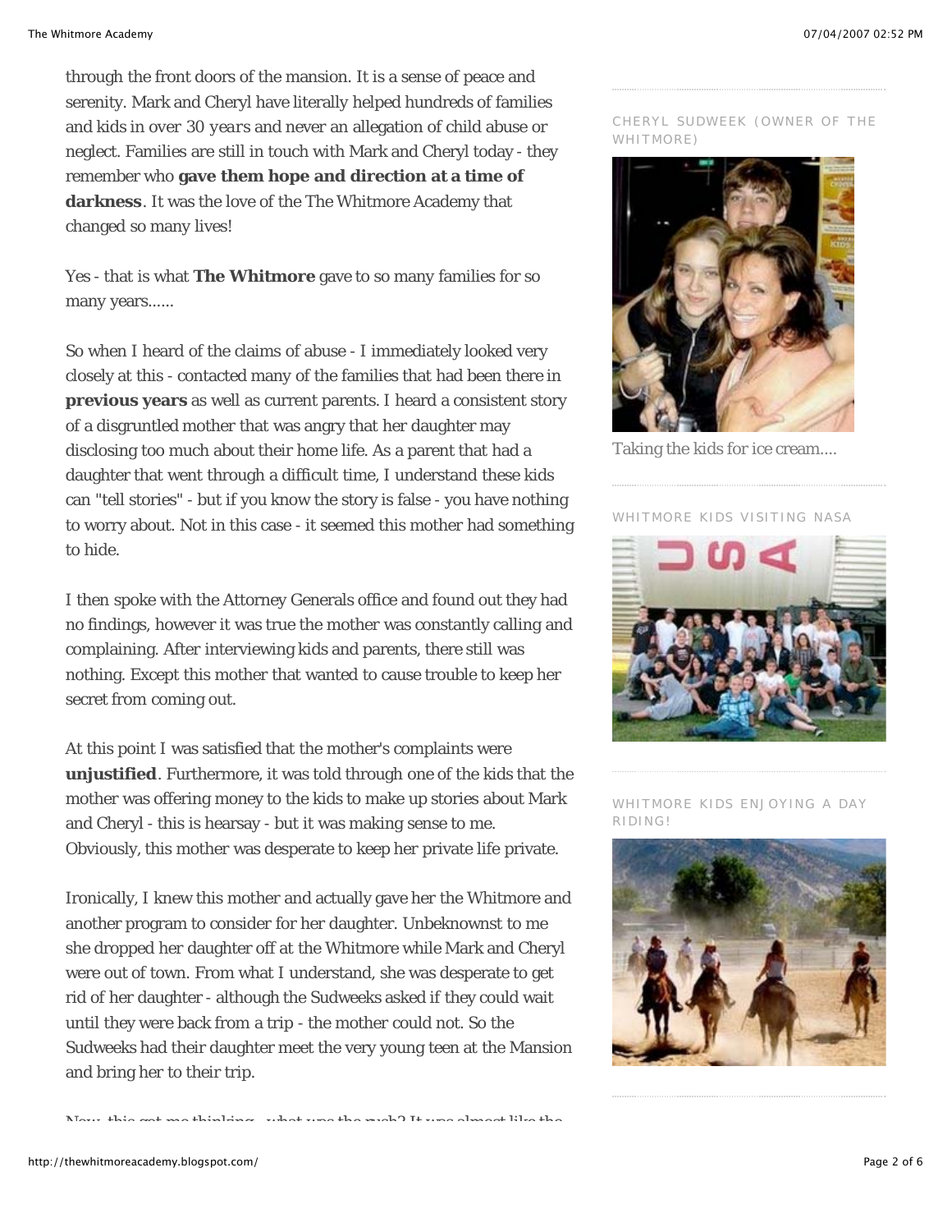through the front doors of the mansion. It is a sense of peace and serenity. Mark and Cheryl have literally helped hundreds of families and kids in over 30 years and never an allegation of child abuse or neglect. Families are still in touch with Mark and Cheryl today - they remember who **gave them hope and direction at a time of darkness**. It was the love of the The Whitmore Academy that changed so many lives!

Yes - that is what **The Whitmore** gave to so many families for so many years......

So when I heard of the claims of abuse - I immediately looked very closely at this - contacted many of the families that had been there in **previous years** as well as current parents. I heard a consistent story of a disgruntled mother that was angry that her daughter may disclosing too much about their home life. As a parent that had a daughter that went through a difficult time, I understand these kids can "tell stories" - but if you know the story is false - you have nothing to worry about. Not in this case - it seemed this mother had something to hide.

I then spoke with the Attorney Generals office and found out they had no findings, however it was true the mother was constantly calling and complaining. After interviewing kids and parents, there still was nothing. Except this mother that wanted to cause trouble to keep her secret from coming out.

At this point I was satisfied that the mother's complaints were **unjustified**. Furthermore, it was told through one of the kids that the mother was offering money to the kids to make up stories about Mark and Cheryl - this is hearsay - but it was making sense to me. Obviously, this mother was desperate to keep her private life private.

Ironically, I knew this mother and actually gave her the Whitmore and another program to consider for her daughter. Unbeknownst to me she dropped her daughter off at the Whitmore while Mark and Cheryl were out of town. From what I understand, she was desperate to get rid of her daughter - although the Sudweeks asked if they could wait until they were back from a trip - the mother could not. So the Sudweeks had their daughter meet the very young teen at the Mansion and bring her to their trip.

Now, this got me thinking - what was the rush? It was almost like the

CHERYL SUDWEEK (OWNER OF THE WHITMORE)

Taking the kids for ice cream....

WHITMORE KIDS VISITING NASA

WHITMORE KIDS ENJOYING A DAY RIDING!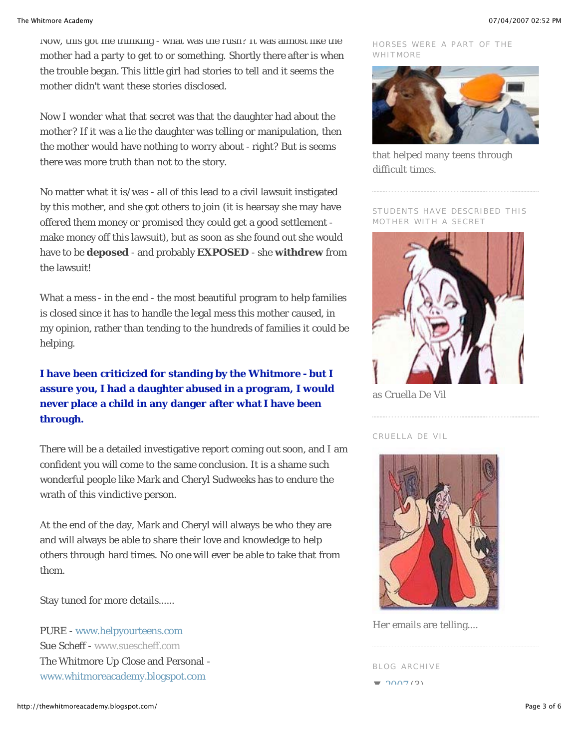Now, this got me thinking - what was the rush? It was almost like the mother had a party to get to or something. Shortly there after is when the trouble began. This little girl had stories to tell and it seems the mother didn't want these stories disclosed.

Now I wonder what that secret was that the daughter had about the mother? If it was a lie the daughter was telling or manipulation, then the mother would have nothing to worry about - right? But is seems there was more truth than not to the story.

No matter what it is/was - all of this lead to a civil lawsuit instigated by this mother, and she got others to join (it is hearsay she may have offered them money or promised they could get a good settlement - make money off this lawsuit), but as soon as she found out she would have to be **deposed** - and probably **EXPOSED** - she **withdrew** from the lawsuit!

What a mess - in the end - the most beautiful program to help families is closed since it has to handle the legal mess this mother caused, in my opinion, rather than tending to the hundreds of families it could be helping.

**I have been criticized for standing by the Whitmore - but I assure you, I had a daughter abused in a program, I would never place a child in any danger after what I have been through.**

There will be a detailed investigative report coming out soon, and I am confident you will come to the same conclusion. It is a shame such wonderful people like Mark and Cheryl Sudweeks has to endure the wrath of this vindictive person.

At the end of the day, Mark and Cheryl will always be who they are and will always be able to share their love and knowledge to help others through hard times. No one will ever be able to take that from them.

Stay tuned for more details......

PURE - www.helpyourteens.com
Sue Scheff - www.suescheff.com
The Whitmore Up Close and Personal - www.whitmoreacademy.blogspot.com

HORSES WERE A PART OF THE WHITMORE

that helped many teens through difficult times.

STUDENTS HAVE DESCRIBED THIS MOTHER WITH A SECRET

as Cruella De Vil

CRUELLA DE VIL

Her emails are telling....

BLOG ARCHIVE

▼ 2007 (3)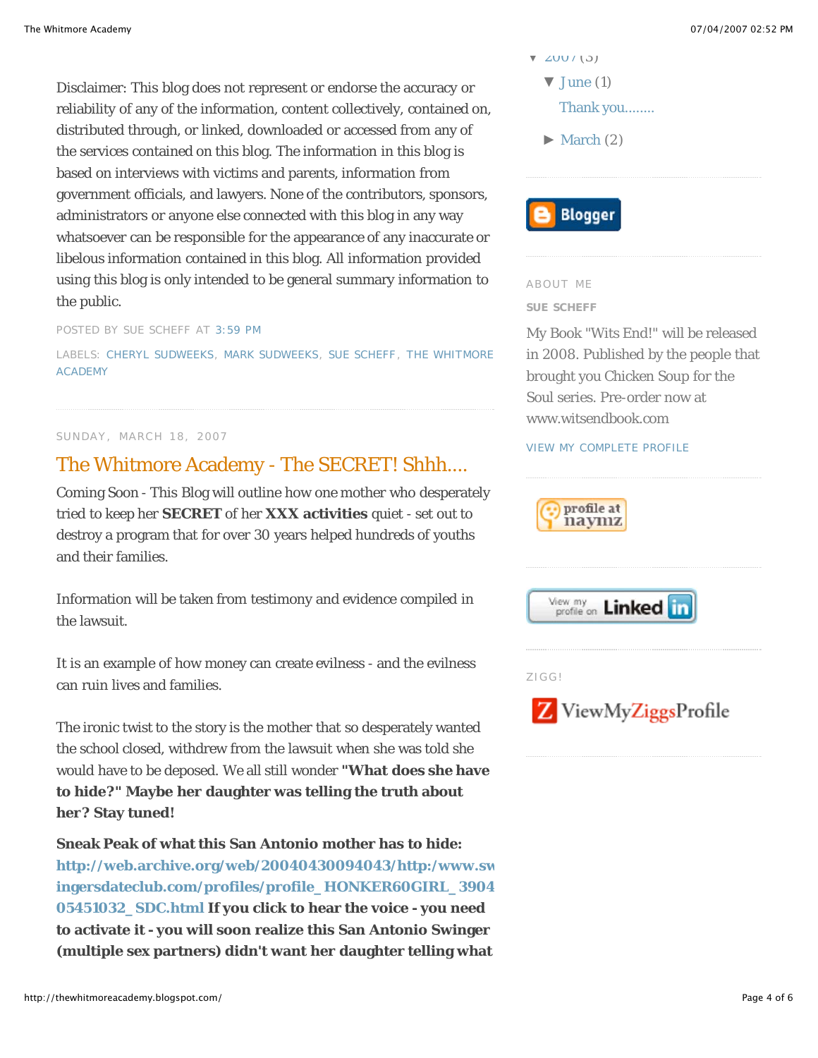Disclaimer: This blog does not represent or endorse the accuracy or reliability of any of the information, content collectively, contained on, distributed through, or linked, downloaded or accessed from any of the services contained on this blog. The information in this blog is based on interviews with victims and parents, information from government officials, and lawyers. None of the contributors, sponsors, administrators or anyone else connected with this blog in any way whatsoever can be responsible for the appearance of any inaccurate or libelous information contained in this blog. All information provided using this blog is only intended to be general summary information to the public.

POSTED BY SUE SCHEFF AT 3:59 PM

LABELS: CHERYL SUDWEEKS, MARK SUDWEEKS, SUE SCHEFF, THE WHITMORE ACADEMY

SUNDAY, MARCH 18, 2007

## The Whitmore Academy - The SECRET! Shhh....

Coming Soon - This Blog will outline how one mother who desperately tried to keep her **SECRET** of her **XXX activities** quiet - set out to destroy a program that for over 30 years helped hundreds of youths and their families.

Information will be taken from testimony and evidence compiled in the lawsuit.

It is an example of how money can create evilness - and the evilness can ruin lives and families.

The ironic twist to the story is the mother that so desperately wanted the school closed, withdrew from the lawsuit when she was told she would have to be deposed. We all still wonder **"What does she have to hide?" Maybe her daughter was telling the truth about her? Stay tuned!**

**Sneak Peak of what this San Antonio mother has to hide: http://web.archive.org/web/20040430094043/http:/www.swingersdateclub.com/profiles/profile_HONKER60GIRL_390405451032_SDC.html If you click to hear the voice - you need to activate it - you will soon realize this San Antonio Swinger (multiple sex partners) didn't want her daughter telling what**

---

▼ 2007 (3)

▼ June (1)

Thank you........

► March (2)

Blogger

ABOUT ME

SUE SCHEFF

My Book "Wits End!" will be released in 2008. Published by the people that brought you Chicken Soup for the Soul series. Pre-order now at www.witsendbook.com

VIEW MY COMPLETE PROFILE

profile at naymz

View my profile on Linked in

ZIGG!

ViewMyZiggsProfile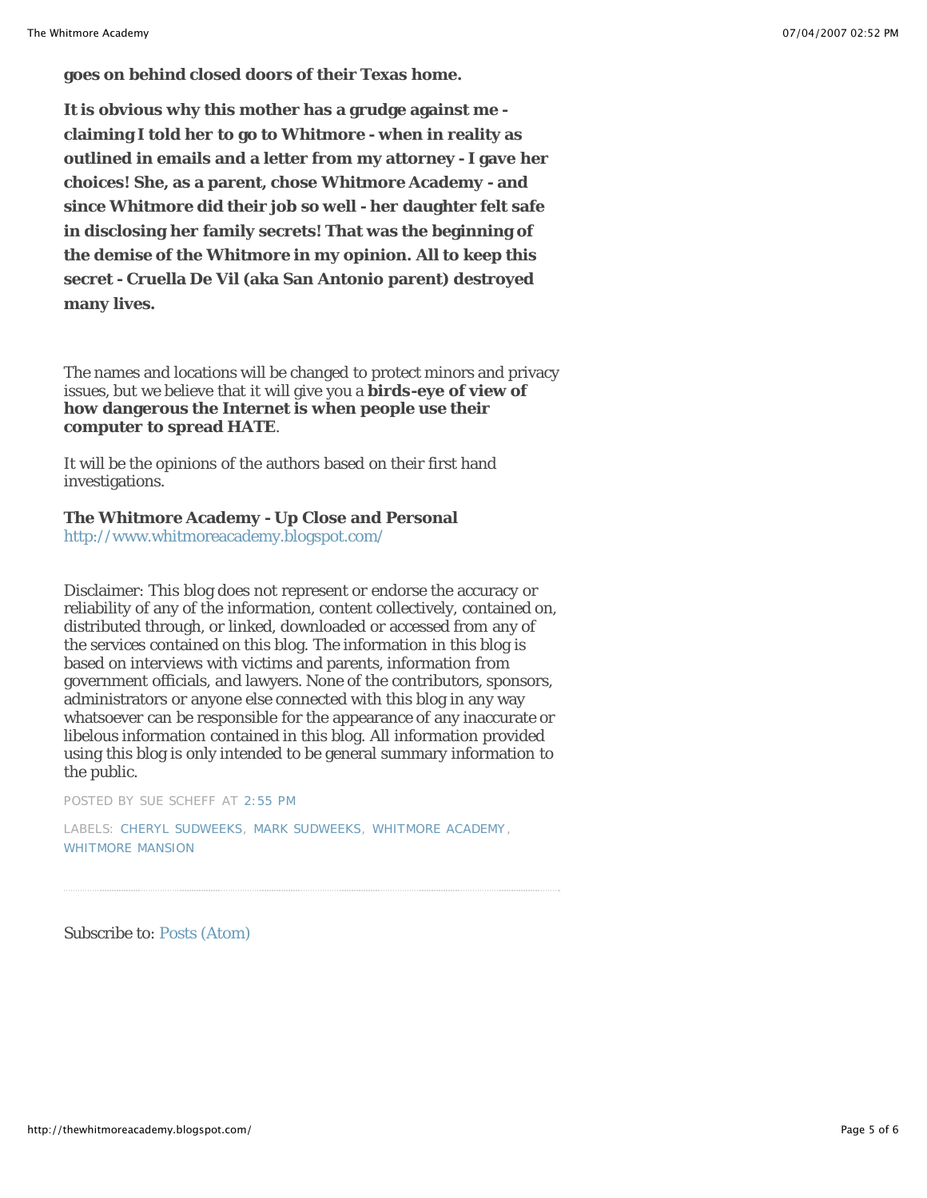**goes on behind closed doors of their Texas home.**

**It is obvious why this mother has a grudge against me - claiming I told her to go to Whitmore - when in reality as outlined in emails and a letter from my attorney - I gave her choices! She, as a parent, chose Whitmore Academy - and since Whitmore did their job so well - her daughter felt safe in disclosing her family secrets! That was the beginning of the demise of the Whitmore in my opinion. All to keep this secret - Cruella De Vil (aka San Antonio parent) destroyed many lives.**

The names and locations will be changed to protect minors and privacy issues, but we believe that it will give you a **birds-eye of view of how dangerous the Internet is when people use their computer to spread HATE**.

It will be the opinions of the authors based on their first hand investigations.

**The Whitmore Academy - Up Close and Personal**
http://www.whitmoreacademy.blogspot.com/

Disclaimer: This blog does not represent or endorse the accuracy or reliability of any of the information, content collectively, contained on, distributed through, or linked, downloaded or accessed from any of the services contained on this blog. The information in this blog is based on interviews with victims and parents, information from government officials, and lawyers. None of the contributors, sponsors, administrators or anyone else connected with this blog in any way whatsoever can be responsible for the appearance of any inaccurate or libelous information contained in this blog. All information provided using this blog is only intended to be general summary information to the public.

POSTED BY SUE SCHEFF AT 2:55 PM

LABELS: CHERYL SUDWEEKS, MARK SUDWEEKS, WHITMORE ACADEMY, WHITMORE MANSION

---

Subscribe to: Posts (Atom)